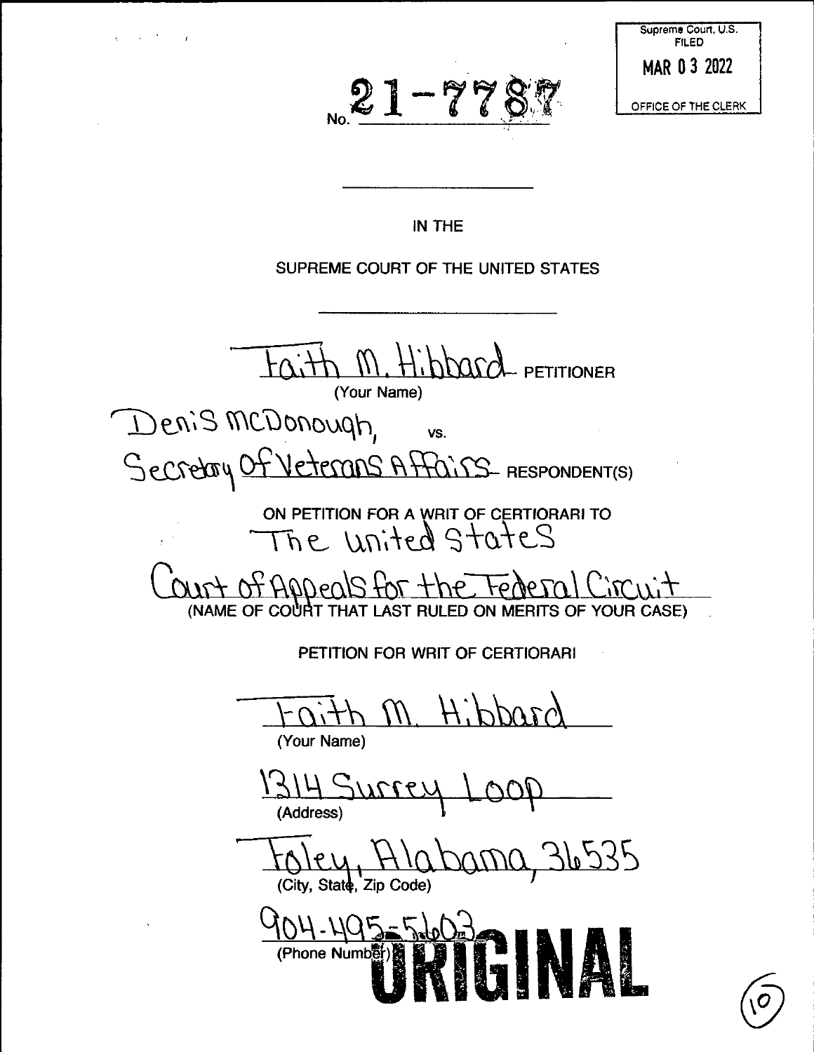Supreme Court, U.S.
FILED
MAR 0 3 2022
OFFICE OF THE CLERK

No. 21-7787

---

IN THE

SUPREME COURT OF THE UNITED STATES

---

Faith M. Hibbard — PETITIONER
(Your Name)

vs.

Denis McDonough, Secretary Of Veterans Affairs — RESPONDENT(S)

ON PETITION FOR A WRIT OF CERTIORARI TO

The United States Court of Appeals for the Federal Circuit
(NAME OF COURT THAT LAST RULED ON MERITS OF YOUR CASE)

PETITION FOR WRIT OF CERTIORARI

Faith M. Hibbard
(Your Name)

1314 Surrey Loop
(Address)

Foley, Alabama, 36535
(City, State, Zip Code)

904-495-5603
(Phone Number)

ORIGINAL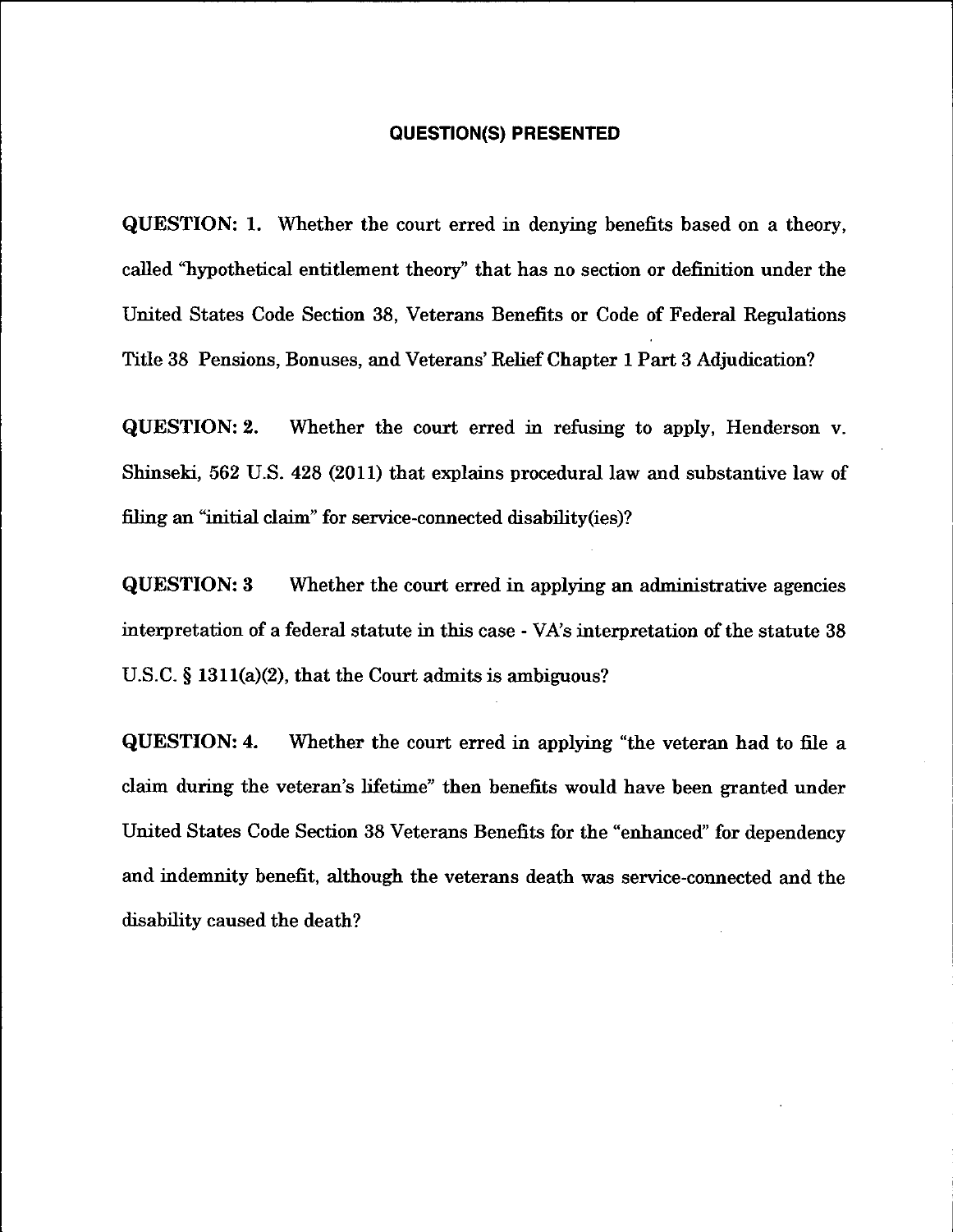## QUESTION(S) PRESENTED

**QUESTION: 1.** Whether the court erred in denying benefits based on a theory, called "hypothetical entitlement theory" that has no section or definition under the United States Code Section 38, Veterans Benefits or Code of Federal Regulations Title 38 Pensions, Bonuses, and Veterans' Relief Chapter 1 Part 3 Adjudication?

**QUESTION: 2.** Whether the court erred in refusing to apply, Henderson v. Shinseki, 562 U.S. 428 (2011) that explains procedural law and substantive law of filing an "initial claim" for service-connected disability(ies)?

**QUESTION: 3** Whether the court erred in applying an administrative agencies interpretation of a federal statute in this case - VA's interpretation of the statute 38 U.S.C. § 1311(a)(2), that the Court admits is ambiguous?

**QUESTION: 4.** Whether the court erred in applying "the veteran had to file a claim during the veteran's lifetime" then benefits would have been granted under United States Code Section 38 Veterans Benefits for the "enhanced" for dependency and indemnity benefit, although the veterans death was service-connected and the disability caused the death?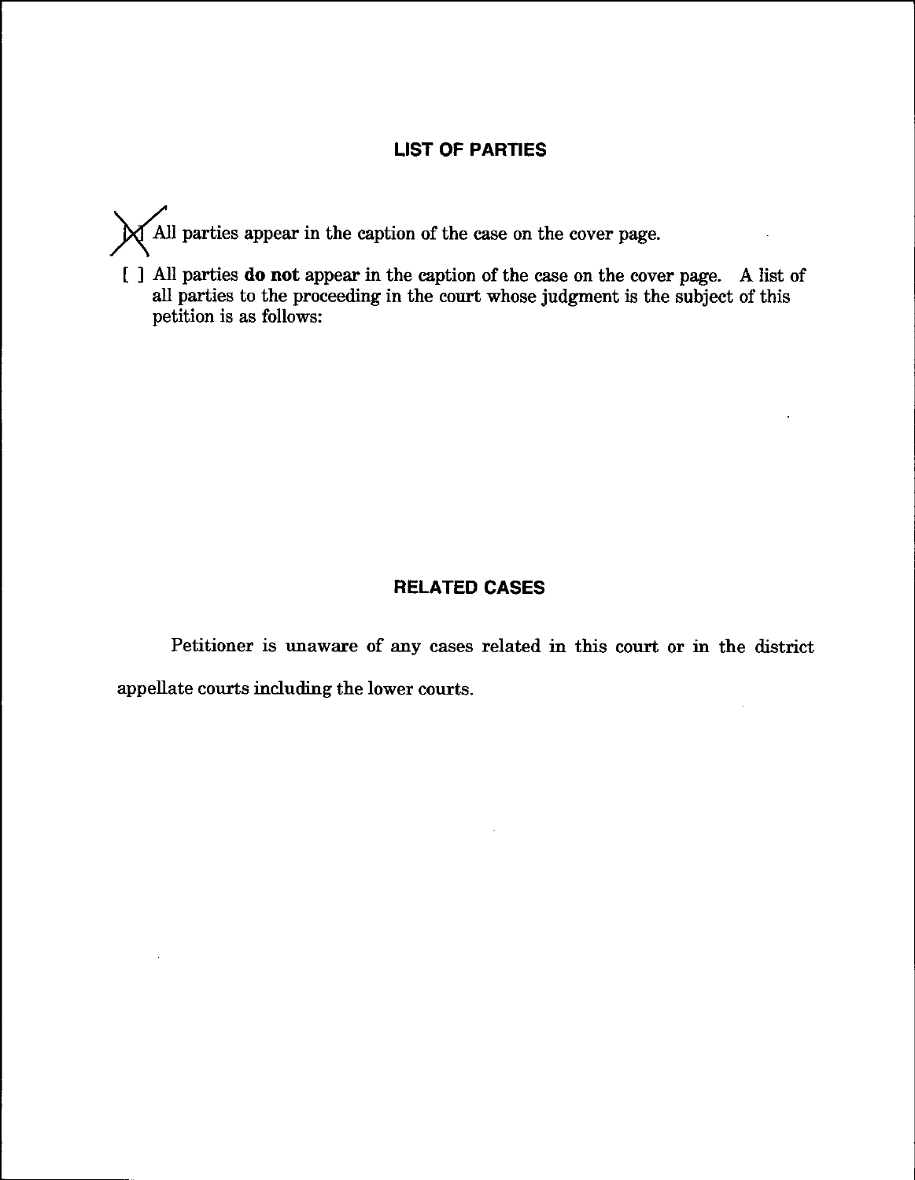## LIST OF PARTIES

[X] All parties appear in the caption of the case on the cover page.

[ ] All parties **do not** appear in the caption of the case on the cover page. A list of all parties to the proceeding in the court whose judgment is the subject of this petition is as follows:

## RELATED CASES

Petitioner is unaware of any cases related in this court or in the district appellate courts including the lower courts.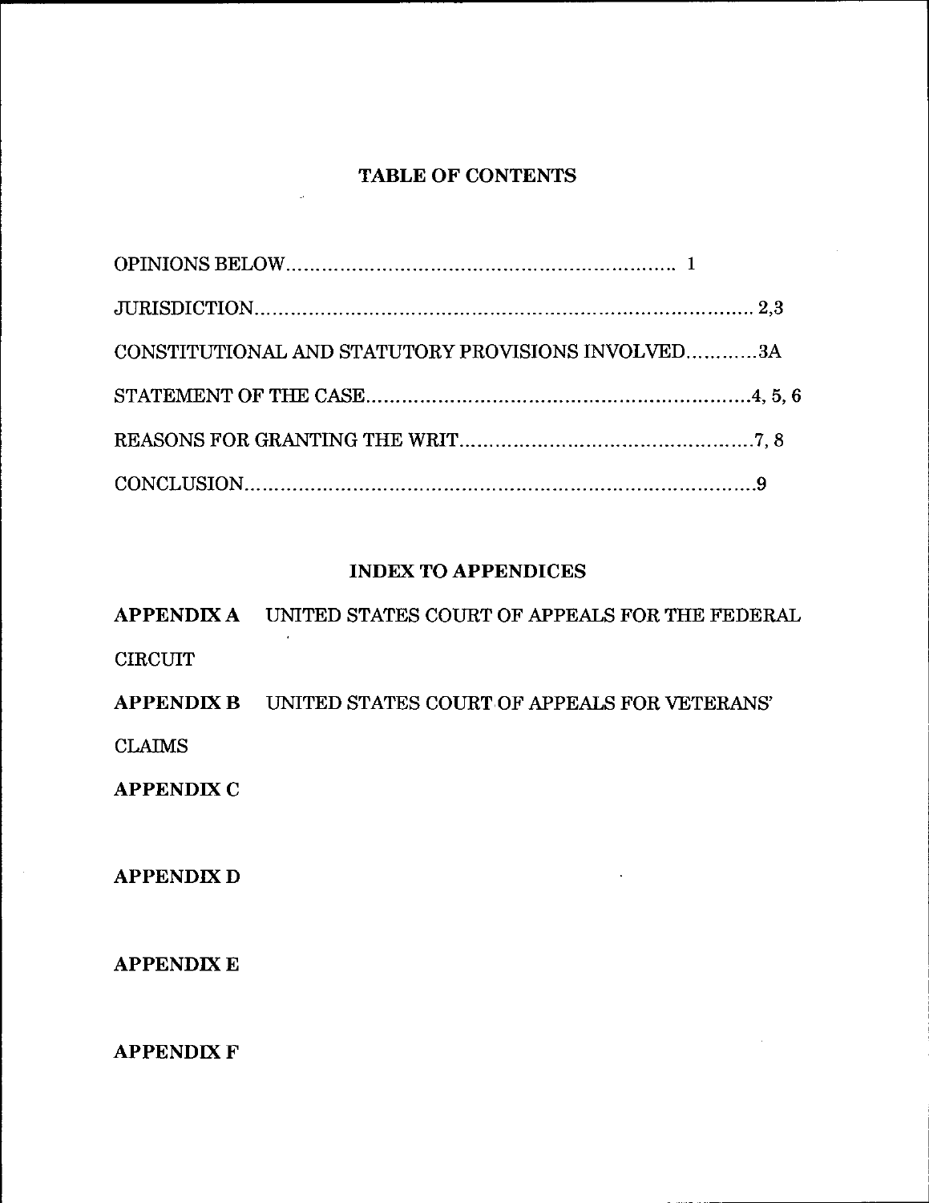## TABLE OF CONTENTS

OPINIONS BELOW.............................................................. 1

JURISDICTION.......................................................................... 2,3

CONSTITUTIONAL AND STATUTORY PROVISIONS INVOLVED............3A

STATEMENT OF THE CASE.................................................................4, 5, 6

REASONS FOR GRANTING THE WRIT.................................................7, 8

CONCLUSION..........................................................................................9

## INDEX TO APPENDICES

**APPENDIX A** UNITED STATES COURT OF APPEALS FOR THE FEDERAL CIRCUIT

**APPENDIX B** UNITED STATES COURT OF APPEALS FOR VETERANS' CLAIMS

**APPENDIX C**

**APPENDIX D**

**APPENDIX E**

**APPENDIX F**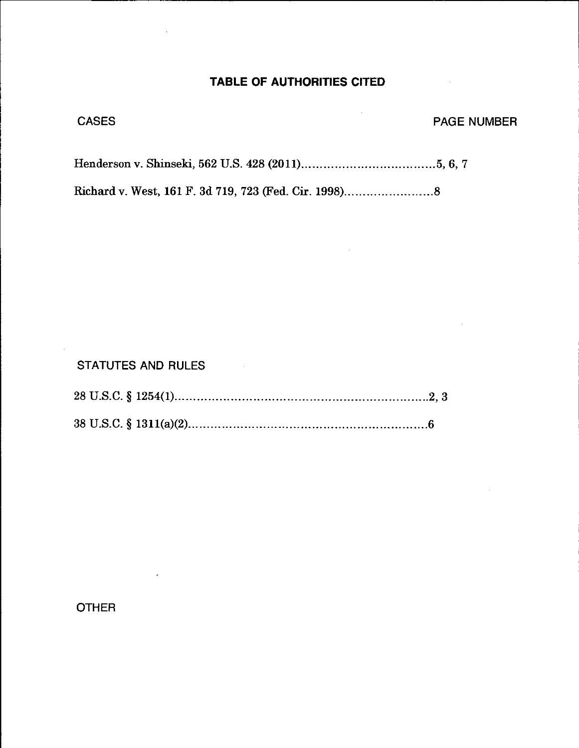# TABLE OF AUTHORITIES CITED

CASES PAGE NUMBER

Henderson v. Shinseki, 562 U.S. 428 (2011)....................................5, 6, 7

Richard v. West, 161 F. 3d 719, 723 (Fed. Cir. 1998)........................8

STATUTES AND RULES

28 U.S.C. § 1254(1)....................................................................2, 3

38 U.S.C. § 1311(a)(2)................................................................6

OTHER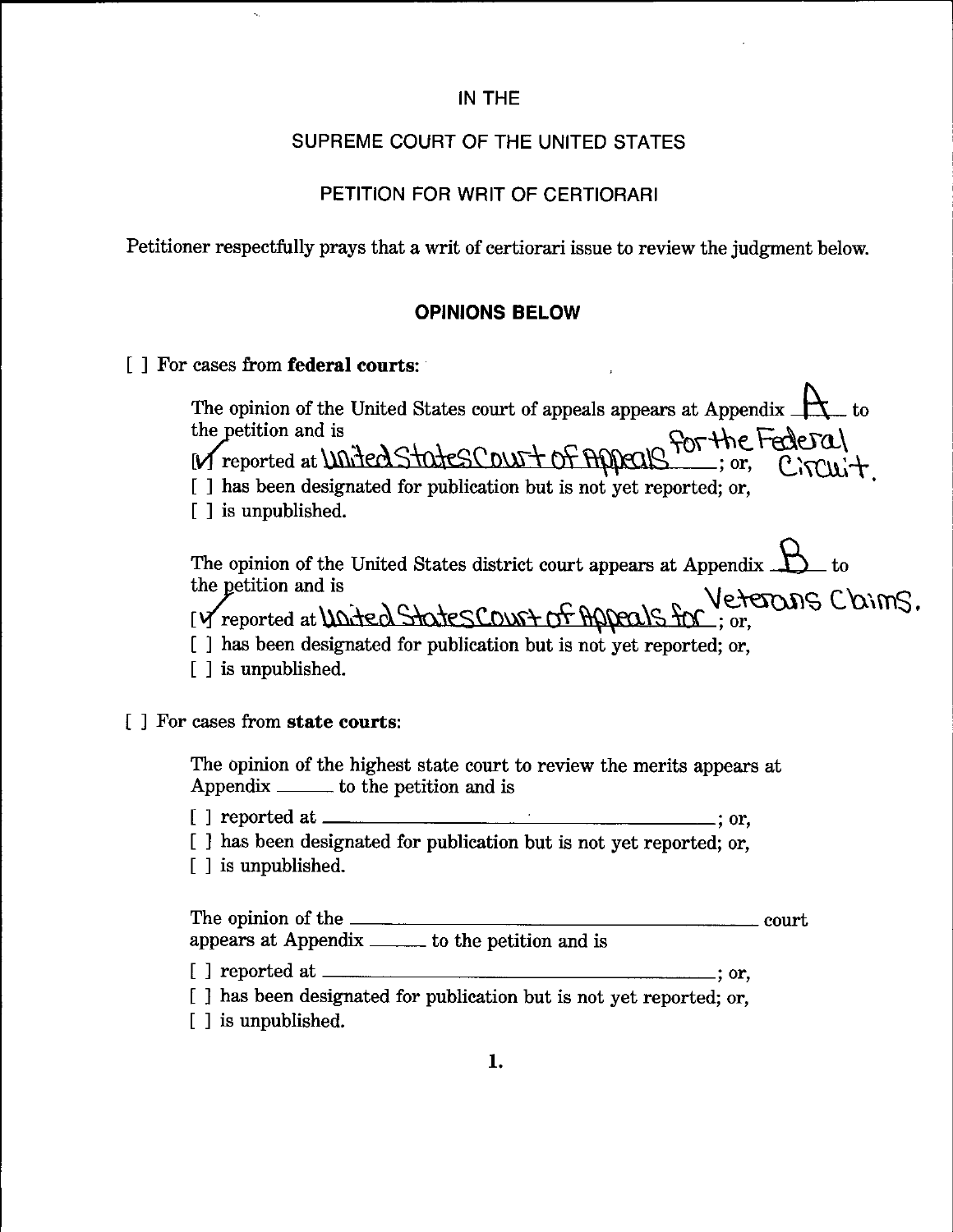IN THE

SUPREME COURT OF THE UNITED STATES

PETITION FOR WRIT OF CERTIORARI

Petitioner respectfully prays that a writ of certiorari issue to review the judgment below.

## OPINIONS BELOW

[ ] For cases from **federal courts**:

The opinion of the United States court of appeals appears at Appendix A to the petition and is

[✓] reported at United States Court of Appeals for the Federal Circuit.; or,
[ ] has been designated for publication but is not yet reported; or,
[ ] is unpublished.

The opinion of the United States district court appears at Appendix B to the petition and is

[✓] reported at United States Court of Appeals for Veterans Claims.; or,
[ ] has been designated for publication but is not yet reported; or,
[ ] is unpublished.

[ ] For cases from **state courts**:

The opinion of the highest state court to review the merits appears at Appendix ______ to the petition and is

[ ] reported at ________________________; or,
[ ] has been designated for publication but is not yet reported; or,
[ ] is unpublished.

The opinion of the ________________________ court appears at Appendix ______ to the petition and is

[ ] reported at ________________________; or,
[ ] has been designated for publication but is not yet reported; or,
[ ] is unpublished.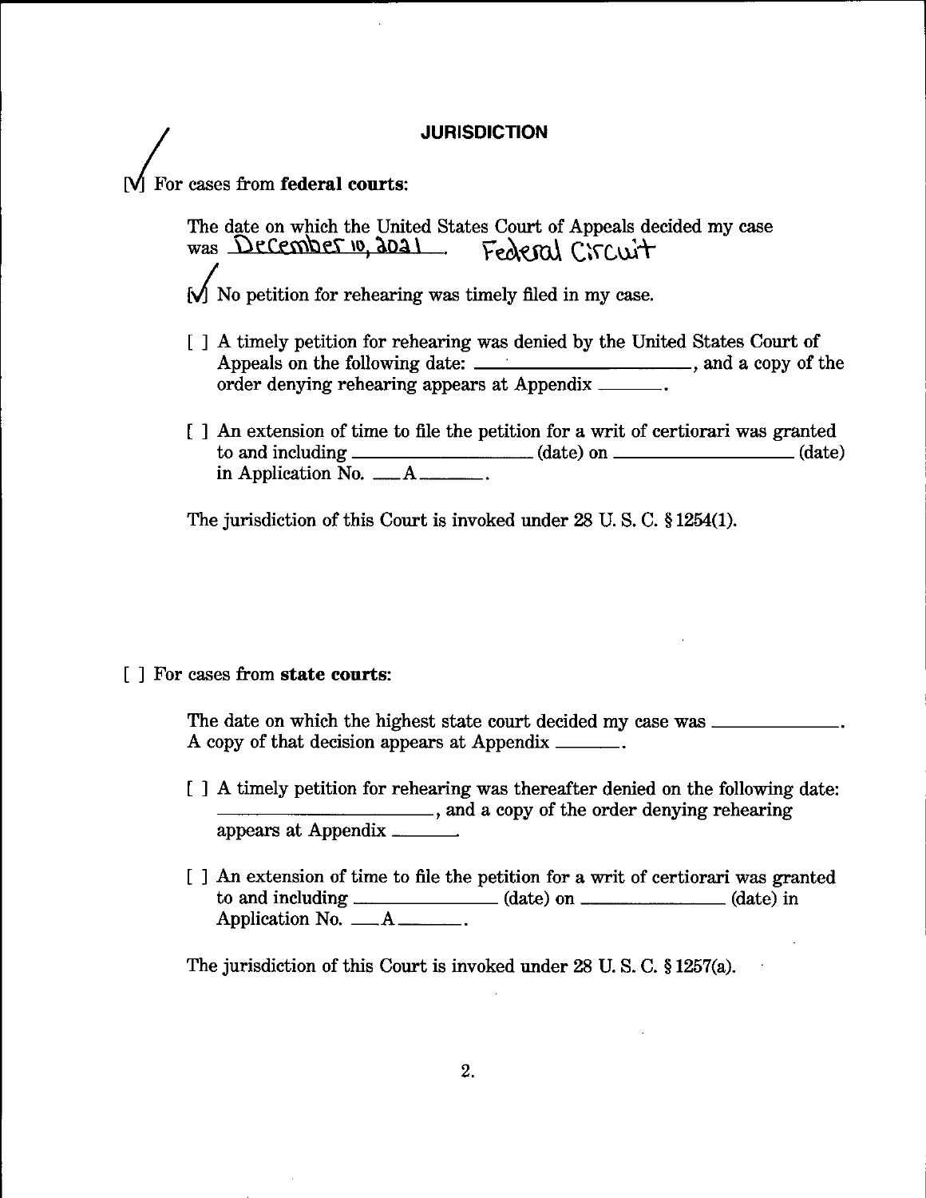## JURISDICTION

[✓] For cases from **federal courts**:

The date on which the United States Court of Appeals decided my case was December 10, 2021. Federal Circuit

[✓] No petition for rehearing was timely filed in my case.

[ ] A timely petition for rehearing was denied by the United States Court of Appeals on the following date: ______________, and a copy of the order denying rehearing appears at Appendix ______.

[ ] An extension of time to file the petition for a writ of certiorari was granted to and including ______________ (date) on ______________ (date) in Application No. ___A______.

The jurisdiction of this Court is invoked under 28 U. S. C. § 1254(1).

[ ] For cases from **state courts**:

The date on which the highest state court decided my case was ______________. A copy of that decision appears at Appendix ______.

[ ] A timely petition for rehearing was thereafter denied on the following date: ______________, and a copy of the order denying rehearing appears at Appendix ______.

[ ] An extension of time to file the petition for a writ of certiorari was granted to and including ______________ (date) on ______________ (date) in Application No. ___A______.

The jurisdiction of this Court is invoked under 28 U. S. C. § 1257(a).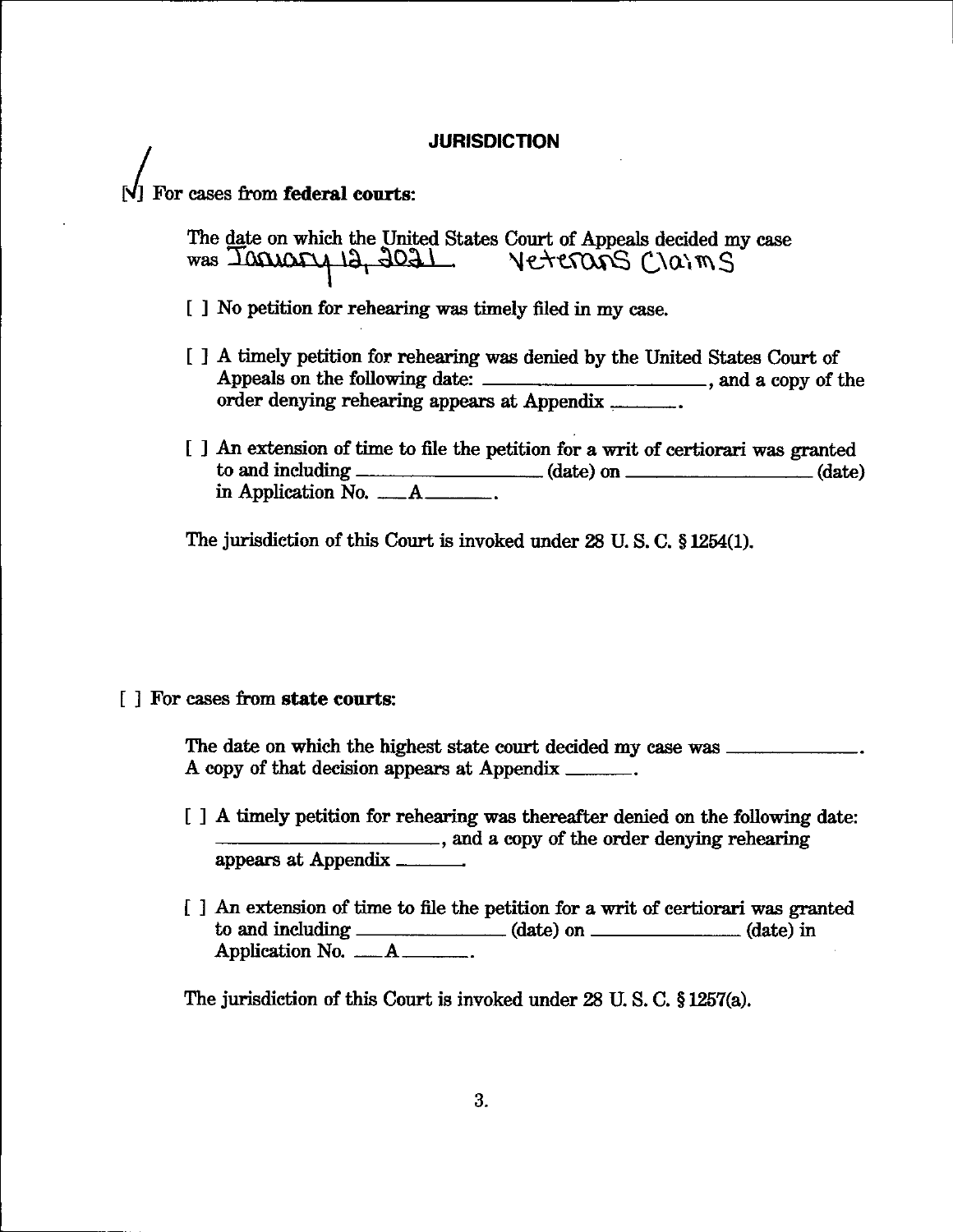## JURISDICTION

[√] For cases from **federal courts**:

The date on which the United States Court of Appeals decided my case was January 12, 2021. Veterans Claims

[ ] No petition for rehearing was timely filed in my case.

[ ] A timely petition for rehearing was denied by the United States Court of Appeals on the following date: ____________, and a copy of the order denying rehearing appears at Appendix ______.

[ ] An extension of time to file the petition for a writ of certiorari was granted to and including ____________ (date) on ____________ (date) in Application No. __A______.

The jurisdiction of this Court is invoked under 28 U. S. C. § 1254(1).

[ ] For cases from **state courts**:

The date on which the highest state court decided my case was ____________. A copy of that decision appears at Appendix ______.

[ ] A timely petition for rehearing was thereafter denied on the following date: ____________, and a copy of the order denying rehearing appears at Appendix ______.

[ ] An extension of time to file the petition for a writ of certiorari was granted to and including ____________ (date) on ____________ (date) in Application No. __A______.

The jurisdiction of this Court is invoked under 28 U. S. C. § 1257(a).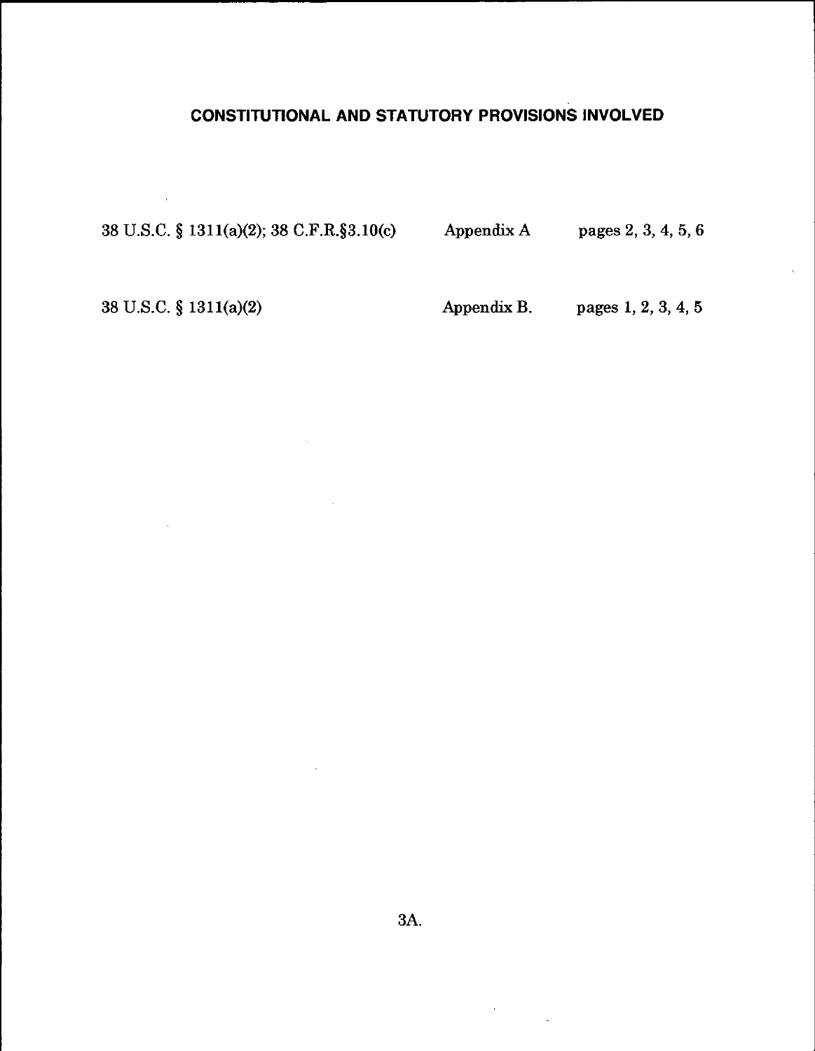## CONSTITUTIONAL AND STATUTORY PROVISIONS INVOLVED

| | | |
|---|---|---|
| 38 U.S.C. § 1311(a)(2); 38 C.F.R.§3.10(c) | Appendix A | pages 2, 3, 4, 5, 6 |
| 38 U.S.C. § 1311(a)(2) | Appendix B. | pages 1, 2, 3, 4, 5 |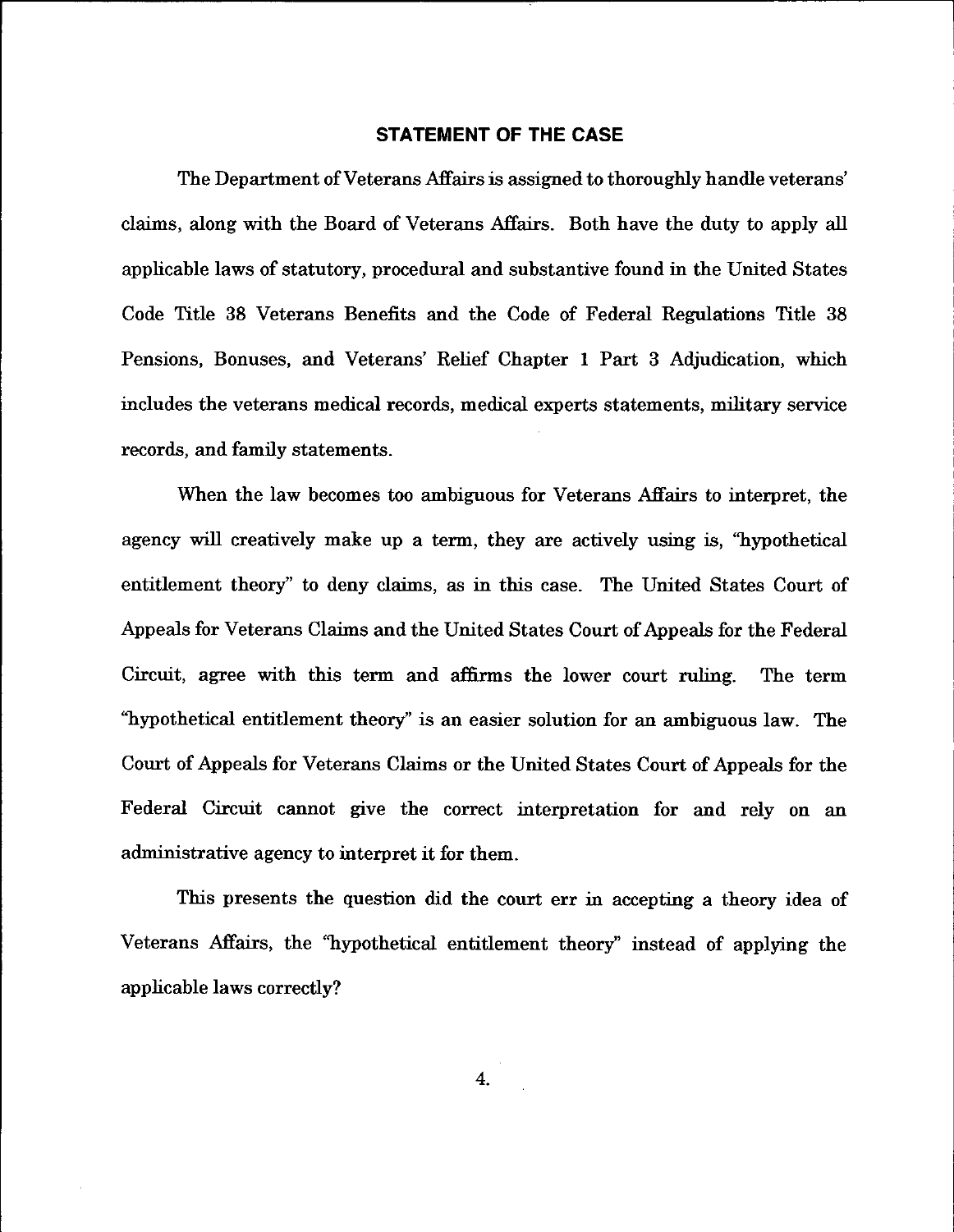## STATEMENT OF THE CASE

The Department of Veterans Affairs is assigned to thoroughly handle veterans' claims, along with the Board of Veterans Affairs. Both have the duty to apply all applicable laws of statutory, procedural and substantive found in the United States Code Title 38 Veterans Benefits and the Code of Federal Regulations Title 38 Pensions, Bonuses, and Veterans' Relief Chapter 1 Part 3 Adjudication, which includes the veterans medical records, medical experts statements, military service records, and family statements.

When the law becomes too ambiguous for Veterans Affairs to interpret, the agency will creatively make up a term, they are actively using is, "hypothetical entitlement theory" to deny claims, as in this case. The United States Court of Appeals for Veterans Claims and the United States Court of Appeals for the Federal Circuit, agree with this term and affirms the lower court ruling. The term "hypothetical entitlement theory" is an easier solution for an ambiguous law. The Court of Appeals for Veterans Claims or the United States Court of Appeals for the Federal Circuit cannot give the correct interpretation for and rely on an administrative agency to interpret it for them.

This presents the question did the court err in accepting a theory idea of Veterans Affairs, the "hypothetical entitlement theory" instead of applying the applicable laws correctly?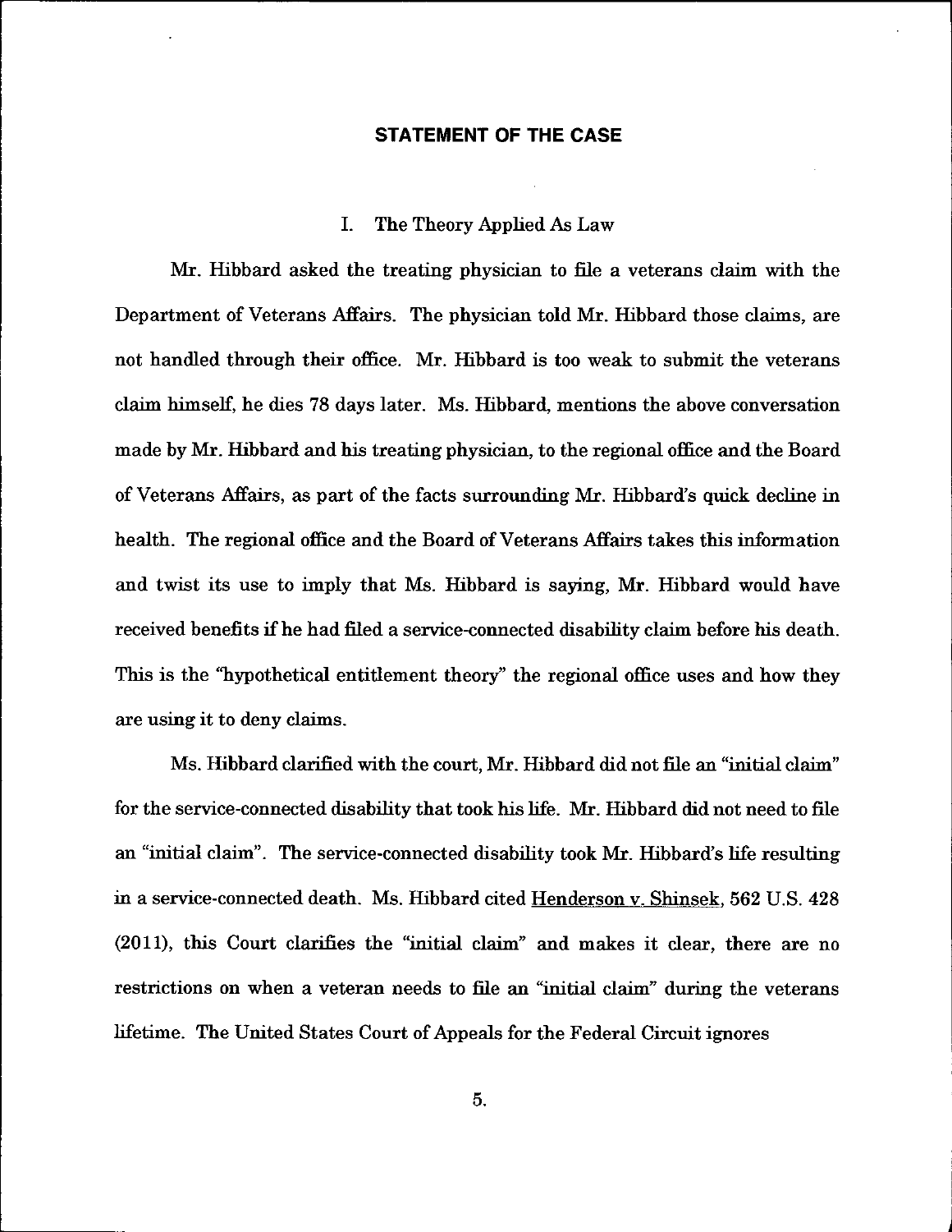## STATEMENT OF THE CASE

### I. The Theory Applied As Law

Mr. Hibbard asked the treating physician to file a veterans claim with the Department of Veterans Affairs. The physician told Mr. Hibbard those claims, are not handled through their office. Mr. Hibbard is too weak to submit the veterans claim himself, he dies 78 days later. Ms. Hibbard, mentions the above conversation made by Mr. Hibbard and his treating physician, to the regional office and the Board of Veterans Affairs, as part of the facts surrounding Mr. Hibbard's quick decline in health. The regional office and the Board of Veterans Affairs takes this information and twist its use to imply that Ms. Hibbard is saying, Mr. Hibbard would have received benefits if he had filed a service-connected disability claim before his death. This is the "hypothetical entitlement theory" the regional office uses and how they are using it to deny claims.

Ms. Hibbard clarified with the court, Mr. Hibbard did not file an "initial claim" for the service-connected disability that took his life. Mr. Hibbard did not need to file an "initial claim". The service-connected disability took Mr. Hibbard's life resulting in a service-connected death. Ms. Hibbard cited Henderson v. Shinsek, 562 U.S. 428 (2011), this Court clarifies the "initial claim" and makes it clear, there are no restrictions on when a veteran needs to file an "initial claim" during the veterans lifetime. The United States Court of Appeals for the Federal Circuit ignores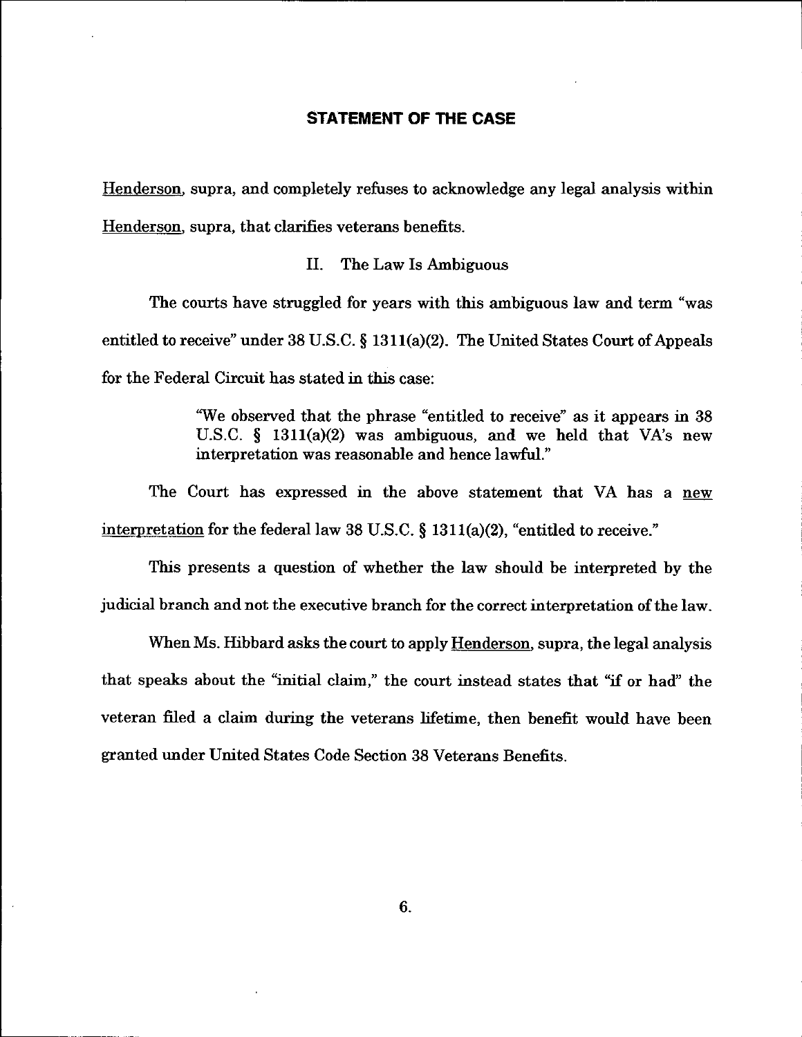## STATEMENT OF THE CASE

Henderson, supra, and completely refuses to acknowledge any legal analysis within Henderson, supra, that clarifies veterans benefits.

II. The Law Is Ambiguous

The courts have struggled for years with this ambiguous law and term "was entitled to receive" under 38 U.S.C. § 1311(a)(2). The United States Court of Appeals for the Federal Circuit has stated in this case:

> "We observed that the phrase "entitled to receive" as it appears in 38 U.S.C. § 1311(a)(2) was ambiguous, and we held that VA's new interpretation was reasonable and hence lawful."

The Court has expressed in the above statement that VA has a new interpretation for the federal law 38 U.S.C. § 1311(a)(2), "entitled to receive."

This presents a question of whether the law should be interpreted by the judicial branch and not the executive branch for the correct interpretation of the law.

When Ms. Hibbard asks the court to apply Henderson, supra, the legal analysis that speaks about the "initial claim," the court instead states that "if or had" the veteran filed a claim during the veterans lifetime, then benefit would have been granted under United States Code Section 38 Veterans Benefits.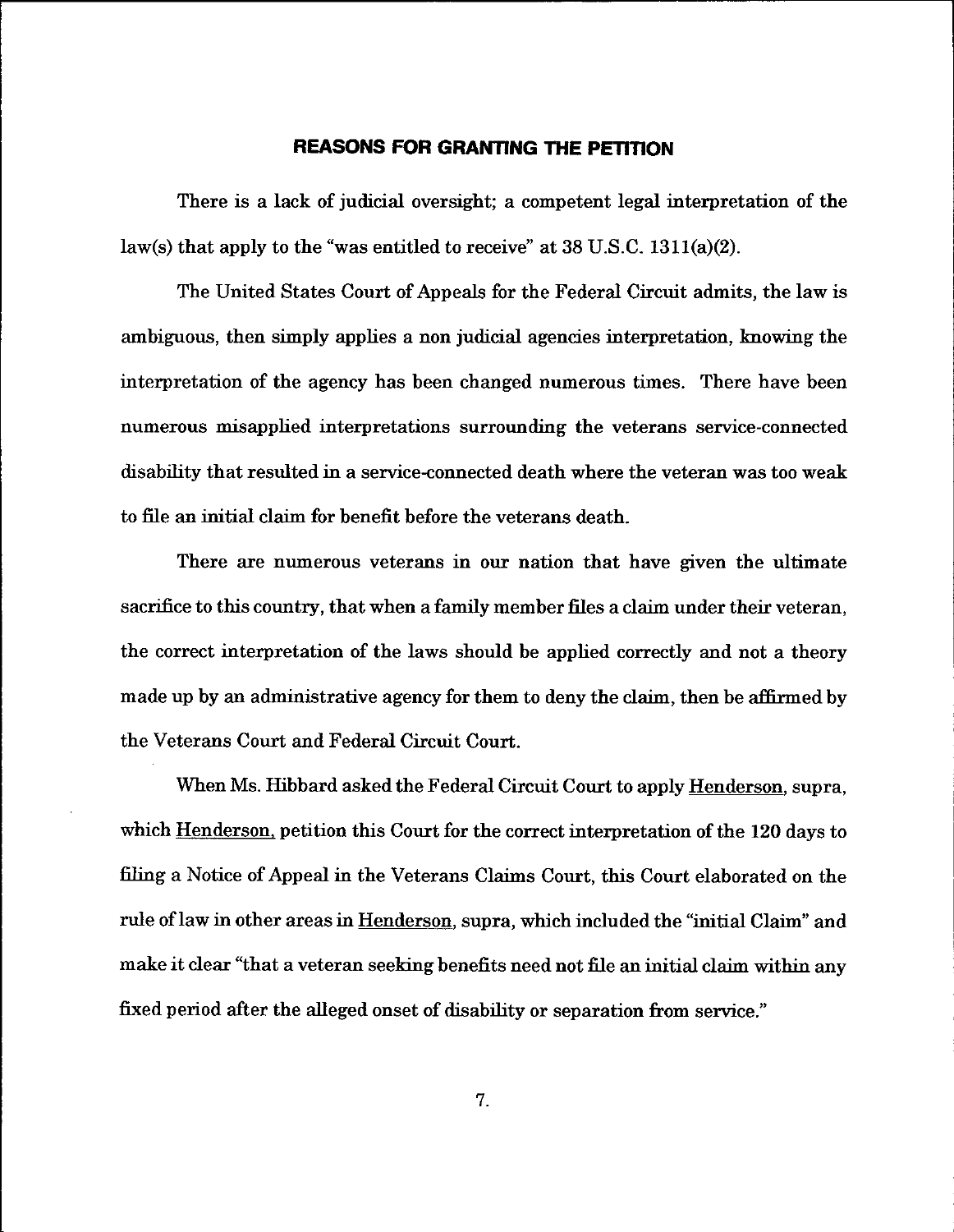## REASONS FOR GRANTING THE PETITION

There is a lack of judicial oversight; a competent legal interpretation of the law(s) that apply to the "was entitled to receive" at 38 U.S.C. 1311(a)(2).

The United States Court of Appeals for the Federal Circuit admits, the law is ambiguous, then simply applies a non judicial agencies interpretation, knowing the interpretation of the agency has been changed numerous times. There have been numerous misapplied interpretations surrounding the veterans service-connected disability that resulted in a service-connected death where the veteran was too weak to file an initial claim for benefit before the veterans death.

There are numerous veterans in our nation that have given the ultimate sacrifice to this country, that when a family member files a claim under their veteran, the correct interpretation of the laws should be applied correctly and not a theory made up by an administrative agency for them to deny the claim, then be affirmed by the Veterans Court and Federal Circuit Court.

When Ms. Hibbard asked the Federal Circuit Court to apply Henderson, supra, which Henderson, petition this Court for the correct interpretation of the 120 days to filing a Notice of Appeal in the Veterans Claims Court, this Court elaborated on the rule of law in other areas in Henderson, supra, which included the "initial Claim" and make it clear "that a veteran seeking benefits need not file an initial claim within any fixed period after the alleged onset of disability or separation from service."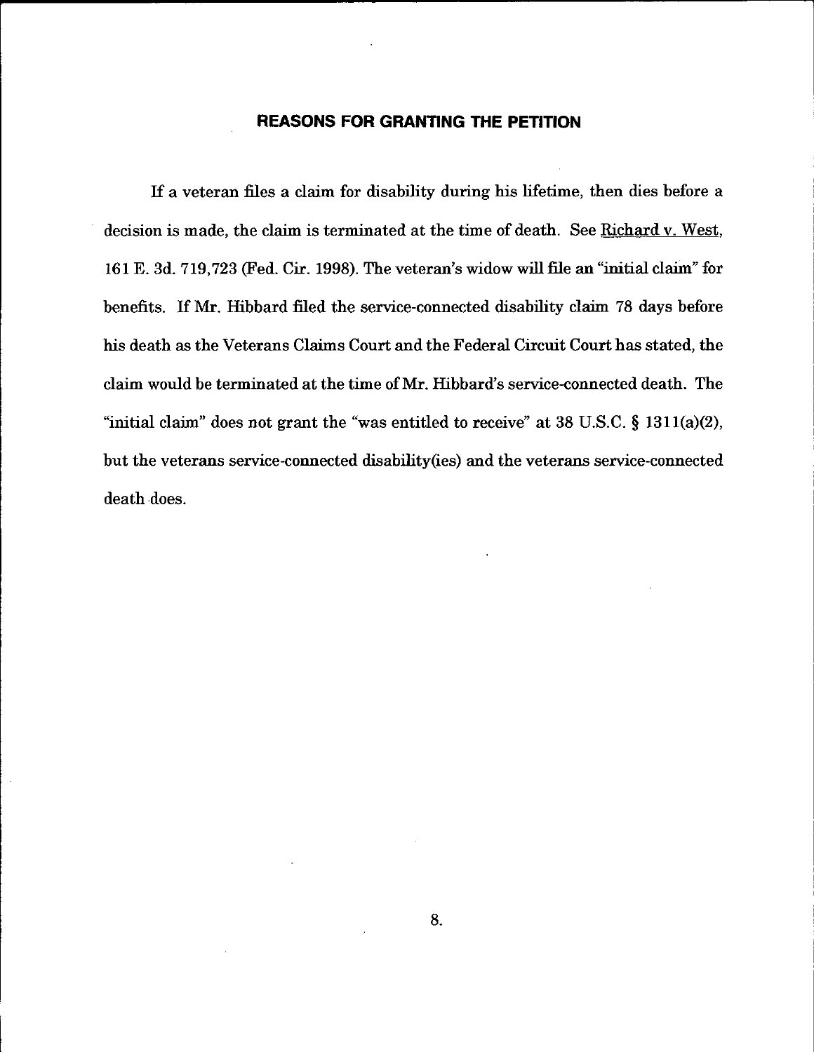## REASONS FOR GRANTING THE PETITION

If a veteran files a claim for disability during his lifetime, then dies before a decision is made, the claim is terminated at the time of death. See Richard v. West, 161 E. 3d. 719,723 (Fed. Cir. 1998). The veteran's widow will file an "initial claim" for benefits. If Mr. Hibbard filed the service-connected disability claim 78 days before his death as the Veterans Claims Court and the Federal Circuit Court has stated, the claim would be terminated at the time of Mr. Hibbard's service-connected death. The "initial claim" does not grant the "was entitled to receive" at 38 U.S.C. § 1311(a)(2), but the veterans service-connected disability(ies) and the veterans service-connected death does.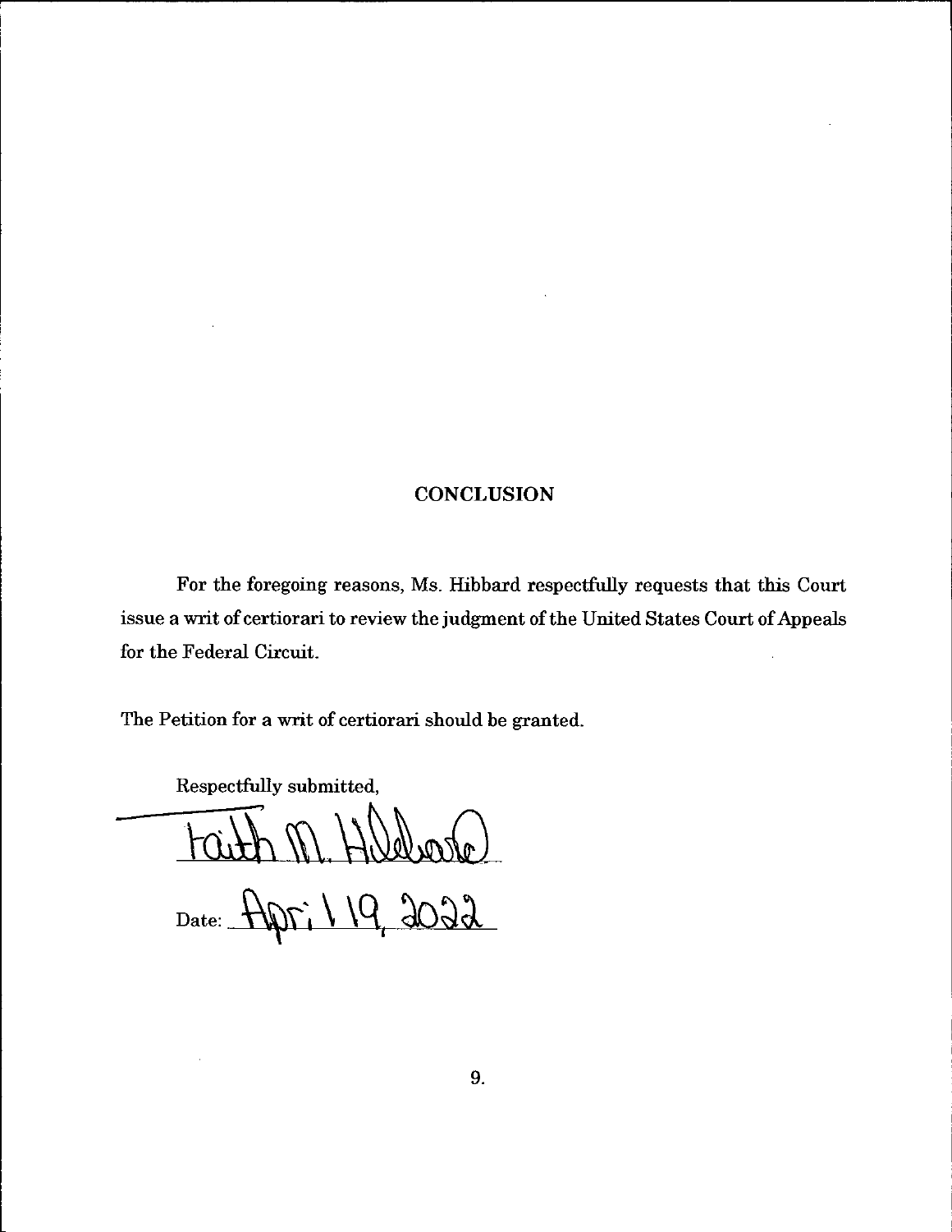## CONCLUSION

For the foregoing reasons, Ms. Hibbard respectfully requests that this Court issue a writ of certiorari to review the judgment of the United States Court of Appeals for the Federal Circuit.

The Petition for a writ of certiorari should be granted.

Respectfully submitted,

Faith M. Hibbard

Date: April 19, 2022